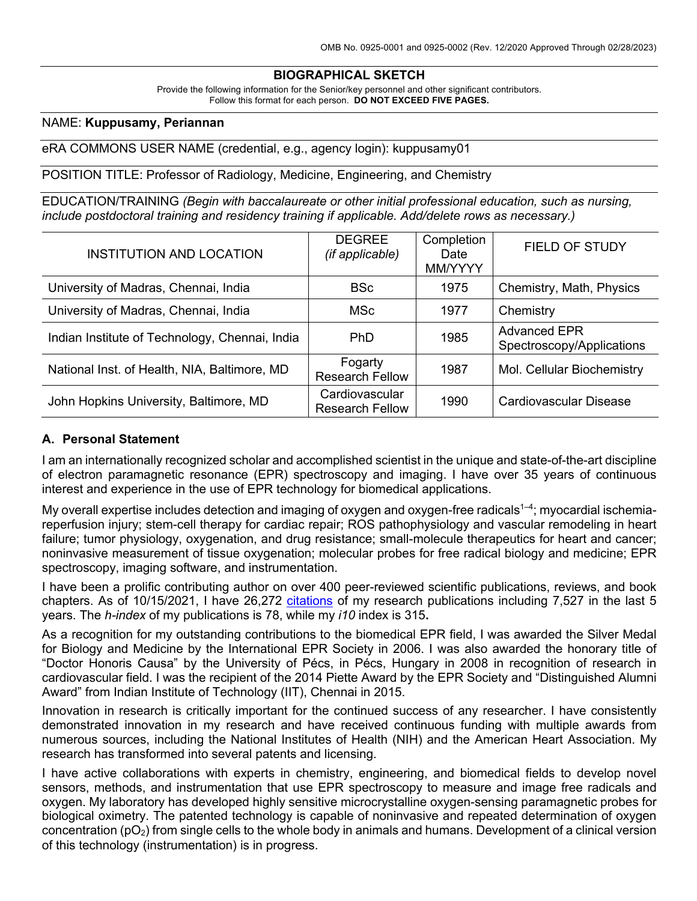OMB No. 0925-0001 and 0925-0002 (Rev. 12/2020 Approved Through 02/28/2023)

# BIOGRAPHICAL SKETCH

Provide the following information for the Senior/key personnel and other significant contributors.
Follow this format for each person. **DO NOT EXCEED FIVE PAGES.**

NAME: **Kuppusamy, Periannan**

eRA COMMONS USER NAME (credential, e.g., agency login): kuppusamy01

POSITION TITLE: Professor of Radiology, Medicine, Engineering, and Chemistry

EDUCATION/TRAINING *(Begin with baccalaureate or other initial professional education, such as nursing, include postdoctoral training and residency training if applicable. Add/delete rows as necessary.)*

| INSTITUTION AND LOCATION | DEGREE *(if applicable)* | Completion Date MM/YYYY | FIELD OF STUDY |
|---|---|---|---|
| University of Madras, Chennai, India | BSc | 1975 | Chemistry, Math, Physics |
| University of Madras, Chennai, India | MSc | 1977 | Chemistry |
| Indian Institute of Technology, Chennai, India | PhD | 1985 | Advanced EPR Spectroscopy/Applications |
| National Inst. of Health, NIA, Baltimore, MD | Fogarty Research Fellow | 1987 | Mol. Cellular Biochemistry |
| John Hopkins University, Baltimore, MD | Cardiovascular Research Fellow | 1990 | Cardiovascular Disease |

## A. Personal Statement

I am an internationally recognized scholar and accomplished scientist in the unique and state-of-the-art discipline of electron paramagnetic resonance (EPR) spectroscopy and imaging. I have over 35 years of continuous interest and experience in the use of EPR technology for biomedical applications.

My overall expertise includes detection and imaging of oxygen and oxygen-free radicals[1–4]; myocardial ischemia-reperfusion injury; stem-cell therapy for cardiac repair; ROS pathophysiology and vascular remodeling in heart failure; tumor physiology, oxygenation, and drug resistance; small-molecule therapeutics for heart and cancer; noninvasive measurement of tissue oxygenation; molecular probes for free radical biology and medicine; EPR spectroscopy, imaging software, and instrumentation.

I have been a prolific contributing author on over 400 peer-reviewed scientific publications, reviews, and book chapters. As of 10/15/2021, I have 26,272 citations of my research publications including 7,527 in the last 5 years. The *h-index* of my publications is 78, while my *i10* index is 315**.**

As a recognition for my outstanding contributions to the biomedical EPR field, I was awarded the Silver Medal for Biology and Medicine by the International EPR Society in 2006. I was also awarded the honorary title of "Doctor Honoris Causa" by the University of Pécs, in Pécs, Hungary in 2008 in recognition of research in cardiovascular field. I was the recipient of the 2014 Piette Award by the EPR Society and "Distinguished Alumni Award" from Indian Institute of Technology (IIT), Chennai in 2015.

Innovation in research is critically important for the continued success of any researcher. I have consistently demonstrated innovation in my research and have received continuous funding with multiple awards from numerous sources, including the National Institutes of Health (NIH) and the American Heart Association. My research has transformed into several patents and licensing.

I have active collaborations with experts in chemistry, engineering, and biomedical fields to develop novel sensors, methods, and instrumentation that use EPR spectroscopy to measure and image free radicals and oxygen. My laboratory has developed highly sensitive microcrystalline oxygen-sensing paramagnetic probes for biological oximetry. The patented technology is capable of noninvasive and repeated determination of oxygen concentration ($pO_2$) from single cells to the whole body in animals and humans. Development of a clinical version of this technology (instrumentation) is in progress.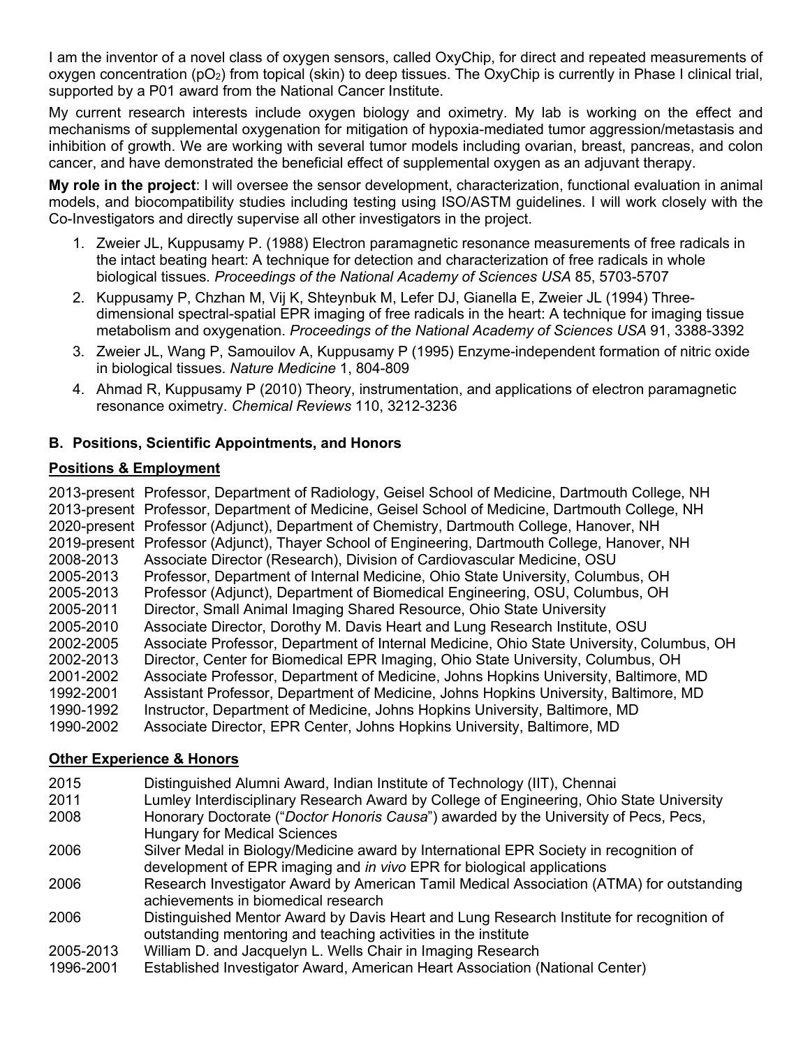I am the inventor of a novel class of oxygen sensors, called OxyChip, for direct and repeated measurements of oxygen concentration ($pO_2$) from topical (skin) to deep tissues. The OxyChip is currently in Phase I clinical trial, supported by a P01 award from the National Cancer Institute.

My current research interests include oxygen biology and oximetry. My lab is working on the effect and mechanisms of supplemental oxygenation for mitigation of hypoxia-mediated tumor aggression/metastasis and inhibition of growth. We are working with several tumor models including ovarian, breast, pancreas, and colon cancer, and have demonstrated the beneficial effect of supplemental oxygen as an adjuvant therapy.

**My role in the project**: I will oversee the sensor development, characterization, functional evaluation in animal models, and biocompatibility studies including testing using ISO/ASTM guidelines. I will work closely with the Co-Investigators and directly supervise all other investigators in the project.

1. Zweier JL, Kuppusamy P. (1988) Electron paramagnetic resonance measurements of free radicals in the intact beating heart: A technique for detection and characterization of free radicals in whole biological tissues. *Proceedings of the National Academy of Sciences USA* 85, 5703-5707
2. Kuppusamy P, Chzhan M, Vij K, Shteynbuk M, Lefer DJ, Gianella E, Zweier JL (1994) Three-dimensional spectral-spatial EPR imaging of free radicals in the heart: A technique for imaging tissue metabolism and oxygenation. *Proceedings of the National Academy of Sciences USA* 91, 3388-3392
3. Zweier JL, Wang P, Samouilov A, Kuppusamy P (1995) Enzyme-independent formation of nitric oxide in biological tissues. *Nature Medicine* 1, 804-809
4. Ahmad R, Kuppusamy P (2010) Theory, instrumentation, and applications of electron paramagnetic resonance oximetry. *Chemical Reviews* 110, 3212-3236

## B. Positions, Scientific Appointments, and Honors

### Positions & Employment

2013-present Professor, Department of Radiology, Geisel School of Medicine, Dartmouth College, NH
2013-present Professor, Department of Medicine, Geisel School of Medicine, Dartmouth College, NH
2020-present Professor (Adjunct), Department of Chemistry, Dartmouth College, Hanover, NH
2019-present Professor (Adjunct), Thayer School of Engineering, Dartmouth College, Hanover, NH
2008-2013 Associate Director (Research), Division of Cardiovascular Medicine, OSU
2005-2013 Professor, Department of Internal Medicine, Ohio State University, Columbus, OH
2005-2013 Professor (Adjunct), Department of Biomedical Engineering, OSU, Columbus, OH
2005-2011 Director, Small Animal Imaging Shared Resource, Ohio State University
2005-2010 Associate Director, Dorothy M. Davis Heart and Lung Research Institute, OSU
2002-2005 Associate Professor, Department of Internal Medicine, Ohio State University, Columbus, OH
2002-2013 Director, Center for Biomedical EPR Imaging, Ohio State University, Columbus, OH
2001-2002 Associate Professor, Department of Medicine, Johns Hopkins University, Baltimore, MD
1992-2001 Assistant Professor, Department of Medicine, Johns Hopkins University, Baltimore, MD
1990-1992 Instructor, Department of Medicine, Johns Hopkins University, Baltimore, MD
1990-2002 Associate Director, EPR Center, Johns Hopkins University, Baltimore, MD

### Other Experience & Honors

2015 Distinguished Alumni Award, Indian Institute of Technology (IIT), Chennai
2011 Lumley Interdisciplinary Research Award by College of Engineering, Ohio State University
2008 Honorary Doctorate ("*Doctor Honoris Causa*") awarded by the University of Pecs, Pecs, Hungary for Medical Sciences
2006 Silver Medal in Biology/Medicine award by International EPR Society in recognition of development of EPR imaging and *in vivo* EPR for biological applications
2006 Research Investigator Award by American Tamil Medical Association (ATMA) for outstanding achievements in biomedical research
2006 Distinguished Mentor Award by Davis Heart and Lung Research Institute for recognition of outstanding mentoring and teaching activities in the institute
2005-2013 William D. and Jacquelyn L. Wells Chair in Imaging Research
1996-2001 Established Investigator Award, American Heart Association (National Center)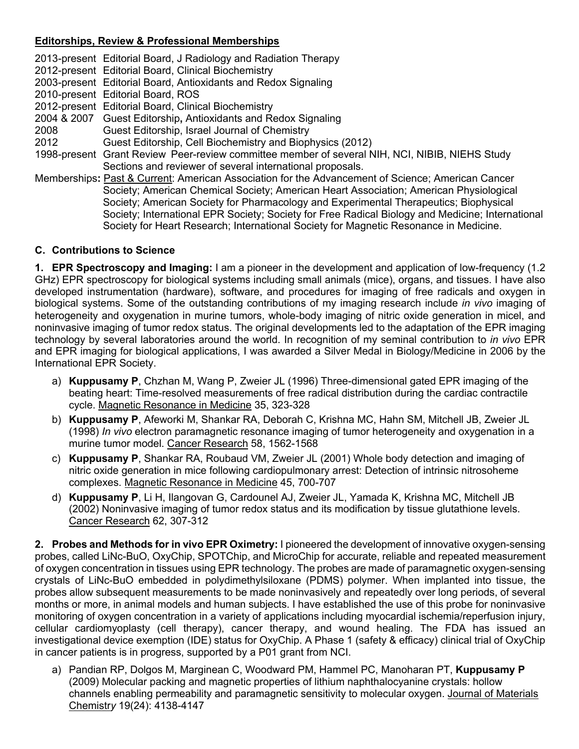**Editorships, Review & Professional Memberships**

2013-present Editorial Board, J Radiology and Radiation Therapy
2012-present Editorial Board, Clinical Biochemistry
2003-present Editorial Board, Antioxidants and Redox Signaling
2010-present Editorial Board, ROS
2012-present Editorial Board, Clinical Biochemistry
2004 & 2007 Guest Editorship**,** Antioxidants and Redox Signaling
2008 Guest Editorship, Israel Journal of Chemistry
2012 Guest Editorship, Cell Biochemistry and Biophysics (2012)
1998-present Grant Review Peer-review committee member of several NIH, NCI, NIBIB, NIEHS Study Sections and reviewer of several international proposals.
Memberships**:** Past & Current: American Association for the Advancement of Science; American Cancer Society; American Chemical Society; American Heart Association; American Physiological Society; American Society for Pharmacology and Experimental Therapeutics; Biophysical Society; International EPR Society; Society for Free Radical Biology and Medicine; International Society for Heart Research; International Society for Magnetic Resonance in Medicine.

## C. Contributions to Science

**1. EPR Spectroscopy and Imaging:** I am a pioneer in the development and application of low-frequency (1.2 GHz) EPR spectroscopy for biological systems including small animals (mice), organs, and tissues. I have also developed instrumentation (hardware), software, and procedures for imaging of free radicals and oxygen in biological systems. Some of the outstanding contributions of my imaging research include *in vivo* imaging of heterogeneity and oxygenation in murine tumors, whole-body imaging of nitric oxide generation in micel, and noninvasive imaging of tumor redox status. The original developments led to the adaptation of the EPR imaging technology by several laboratories around the world. In recognition of my seminal contribution to *in vivo* EPR and EPR imaging for biological applications, I was awarded a Silver Medal in Biology/Medicine in 2006 by the International EPR Society.

a) **Kuppusamy P**, Chzhan M, Wang P, Zweier JL (1996) Three-dimensional gated EPR imaging of the beating heart: Time-resolved measurements of free radical distribution during the cardiac contractile cycle. Magnetic Resonance in Medicine 35, 323-328
b) **Kuppusamy P**, Afeworki M, Shankar RA, Deborah C, Krishna MC, Hahn SM, Mitchell JB, Zweier JL (1998) *In vivo* electron paramagnetic resonance imaging of tumor heterogeneity and oxygenation in a murine tumor model. Cancer Research 58, 1562-1568
c) **Kuppusamy P**, Shankar RA, Roubaud VM, Zweier JL (2001) Whole body detection and imaging of nitric oxide generation in mice following cardiopulmonary arrest: Detection of intrinsic nitrosoheme complexes. Magnetic Resonance in Medicine 45, 700-707
d) **Kuppusamy P**, Li H, Ilangovan G, Cardounel AJ, Zweier JL, Yamada K, Krishna MC, Mitchell JB (2002) Noninvasive imaging of tumor redox status and its modification by tissue glutathione levels. Cancer Research 62, 307-312

**2. Probes and Methods for in vivo EPR Oximetry:** I pioneered the development of innovative oxygen-sensing probes, called LiNc-BuO, OxyChip, SPOTChip, and MicroChip for accurate, reliable and repeated measurement of oxygen concentration in tissues using EPR technology. The probes are made of paramagnetic oxygen-sensing crystals of LiNc-BuO embedded in polydimethylsiloxane (PDMS) polymer. When implanted into tissue, the probes allow subsequent measurements to be made noninvasively and repeatedly over long periods, of several months or more, in animal models and human subjects. I have established the use of this probe for noninvasive monitoring of oxygen concentration in a variety of applications including myocardial ischemia/reperfusion injury, cellular cardiomyoplasty (cell therapy), cancer therapy, and wound healing. The FDA has issued an investigational device exemption (IDE) status for OxyChip. A Phase 1 (safety & efficacy) clinical trial of OxyChip in cancer patients is in progress, supported by a P01 grant from NCI.

a) Pandian RP, Dolgos M, Marginean C, Woodward PM, Hammel PC, Manoharan PT, **Kuppusamy P** (2009) Molecular packing and magnetic properties of lithium naphthalocyanine crystals: hollow channels enabling permeability and paramagnetic sensitivity to molecular oxygen. Journal of Materials Chemistry 19(24): 4138-4147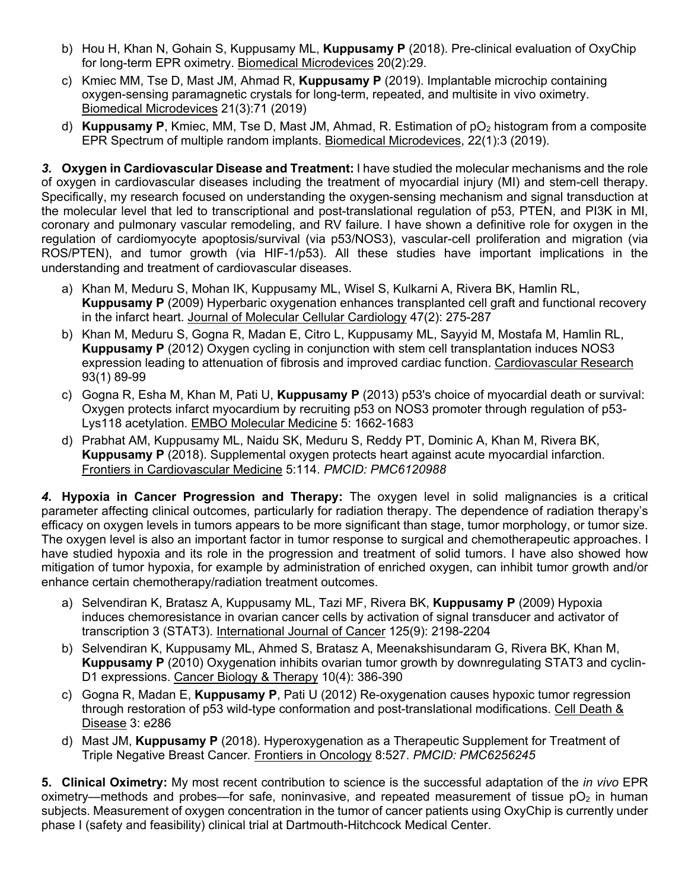b) Hou H, Khan N, Gohain S, Kuppusamy ML, **Kuppusamy P** (2018). Pre-clinical evaluation of OxyChip for long-term EPR oximetry. Biomedical Microdevices 20(2):29.

c) Kmiec MM, Tse D, Mast JM, Ahmad R, **Kuppusamy P** (2019). Implantable microchip containing oxygen-sensing paramagnetic crystals for long-term, repeated, and multisite in vivo oximetry. Biomedical Microdevices 21(3):71 (2019)

d) **Kuppusamy P**, Kmiec, MM, Tse D, Mast JM, Ahmad, R. Estimation of $pO_2$ histogram from a composite EPR Spectrum of multiple random implants. Biomedical Microdevices, 22(1):3 (2019).

***3.*** **Oxygen in Cardiovascular Disease and Treatment:** I have studied the molecular mechanisms and the role of oxygen in cardiovascular diseases including the treatment of myocardial injury (MI) and stem-cell therapy. Specifically, my research focused on understanding the oxygen-sensing mechanism and signal transduction at the molecular level that led to transcriptional and post-translational regulation of p53, PTEN, and PI3K in MI, coronary and pulmonary vascular remodeling, and RV failure. I have shown a definitive role for oxygen in the regulation of cardiomyocyte apoptosis/survival (via p53/NOS3), vascular-cell proliferation and migration (via ROS/PTEN), and tumor growth (via HIF-1/p53). All these studies have important implications in the understanding and treatment of cardiovascular diseases.

a) Khan M, Meduru S, Mohan IK, Kuppusamy ML, Wisel S, Kulkarni A, Rivera BK, Hamlin RL, **Kuppusamy P** (2009) Hyperbaric oxygenation enhances transplanted cell graft and functional recovery in the infarct heart. Journal of Molecular Cellular Cardiology 47(2): 275-287

b) Khan M, Meduru S, Gogna R, Madan E, Citro L, Kuppusamy ML, Sayyid M, Mostafa M, Hamlin RL, **Kuppusamy P** (2012) Oxygen cycling in conjunction with stem cell transplantation induces NOS3 expression leading to attenuation of fibrosis and improved cardiac function. Cardiovascular Research 93(1) 89-99

c) Gogna R, Esha M, Khan M, Pati U, **Kuppusamy P** (2013) p53's choice of myocardial death or survival: Oxygen protects infarct myocardium by recruiting p53 on NOS3 promoter through regulation of p53-Lys118 acetylation. EMBO Molecular Medicine 5: 1662-1683

d) Prabhat AM, Kuppusamy ML, Naidu SK, Meduru S, Reddy PT, Dominic A, Khan M, Rivera BK, **Kuppusamy P** (2018). Supplemental oxygen protects heart against acute myocardial infarction. Frontiers in Cardiovascular Medicine 5:114. *PMCID: PMC6120988*

***4.*** **Hypoxia in Cancer Progression and Therapy:** The oxygen level in solid malignancies is a critical parameter affecting clinical outcomes, particularly for radiation therapy. The dependence of radiation therapy's efficacy on oxygen levels in tumors appears to be more significant than stage, tumor morphology, or tumor size. The oxygen level is also an important factor in tumor response to surgical and chemotherapeutic approaches. I have studied hypoxia and its role in the progression and treatment of solid tumors. I have also showed how mitigation of tumor hypoxia, for example by administration of enriched oxygen, can inhibit tumor growth and/or enhance certain chemotherapy/radiation treatment outcomes.

a) Selvendiran K, Bratasz A, Kuppusamy ML, Tazi MF, Rivera BK, **Kuppusamy P** (2009) Hypoxia induces chemoresistance in ovarian cancer cells by activation of signal transducer and activator of transcription 3 (STAT3). International Journal of Cancer 125(9): 2198-2204

b) Selvendiran K, Kuppusamy ML, Ahmed S, Bratasz A, Meenakshisundaram G, Rivera BK, Khan M, **Kuppusamy P** (2010) Oxygenation inhibits ovarian tumor growth by downregulating STAT3 and cyclin-D1 expressions. Cancer Biology & Therapy 10(4): 386-390

c) Gogna R, Madan E, **Kuppusamy P**, Pati U (2012) Re-oxygenation causes hypoxic tumor regression through restoration of p53 wild-type conformation and post-translational modifications. Cell Death & Disease 3: e286

d) Mast JM, **Kuppusamy P** (2018). Hyperoxygenation as a Therapeutic Supplement for Treatment of Triple Negative Breast Cancer. Frontiers in Oncology 8:527. *PMCID: PMC6256245*

**5. Clinical Oximetry:** My most recent contribution to science is the successful adaptation of the *in vivo* EPR oximetry—methods and probes—for safe, noninvasive, and repeated measurement of tissue $pO_2$ in human subjects. Measurement of oxygen concentration in the tumor of cancer patients using OxyChip is currently under phase I (safety and feasibility) clinical trial at Dartmouth-Hitchcock Medical Center.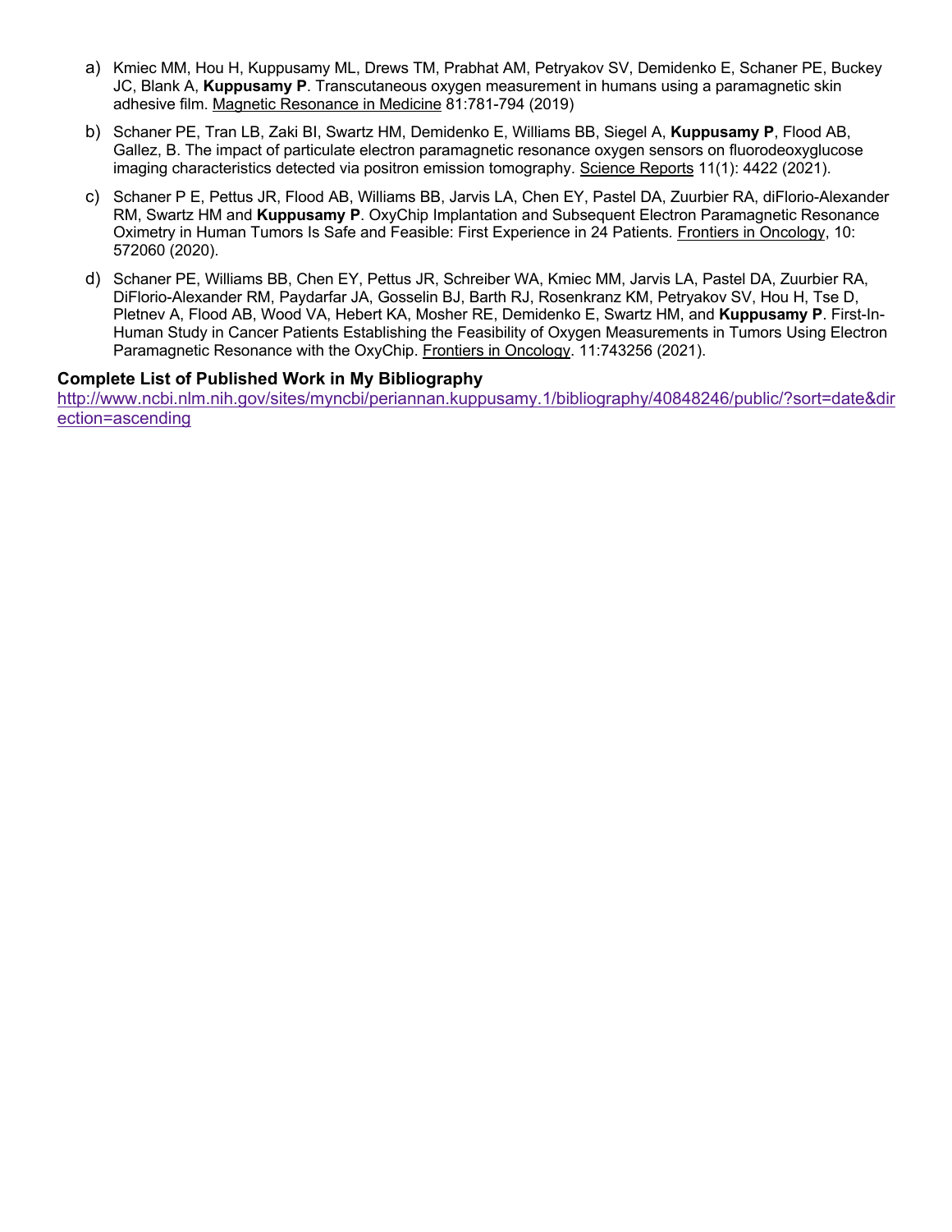a) Kmiec MM, Hou H, Kuppusamy ML, Drews TM, Prabhat AM, Petryakov SV, Demidenko E, Schaner PE, Buckey JC, Blank A, **Kuppusamy P**. Transcutaneous oxygen measurement in humans using a paramagnetic skin adhesive film. Magnetic Resonance in Medicine 81:781-794 (2019)

b) Schaner PE, Tran LB, Zaki BI, Swartz HM, Demidenko E, Williams BB, Siegel A, **Kuppusamy P**, Flood AB, Gallez, B. The impact of particulate electron paramagnetic resonance oxygen sensors on fluorodeoxyglucose imaging characteristics detected via positron emission tomography. Science Reports 11(1): 4422 (2021).

c) Schaner P E, Pettus JR, Flood AB, Williams BB, Jarvis LA, Chen EY, Pastel DA, Zuurbier RA, diFlorio-Alexander RM, Swartz HM and **Kuppusamy P**. OxyChip Implantation and Subsequent Electron Paramagnetic Resonance Oximetry in Human Tumors Is Safe and Feasible: First Experience in 24 Patients. Frontiers in Oncology, 10: 572060 (2020).

d) Schaner PE, Williams BB, Chen EY, Pettus JR, Schreiber WA, Kmiec MM, Jarvis LA, Pastel DA, Zuurbier RA, DiFlorio-Alexander RM, Paydarfar JA, Gosselin BJ, Barth RJ, Rosenkranz KM, Petryakov SV, Hou H, Tse D, Pletnev A, Flood AB, Wood VA, Hebert KA, Mosher RE, Demidenko E, Swartz HM, and **Kuppusamy P**. First-In-Human Study in Cancer Patients Establishing the Feasibility of Oxygen Measurements in Tumors Using Electron Paramagnetic Resonance with the OxyChip. Frontiers in Oncology. 11:743256 (2021).

**Complete List of Published Work in My Bibliography**

http://www.ncbi.nlm.nih.gov/sites/myncbi/periannan.kuppusamy.1/bibliography/40848246/public/?sort=date&direction=ascending